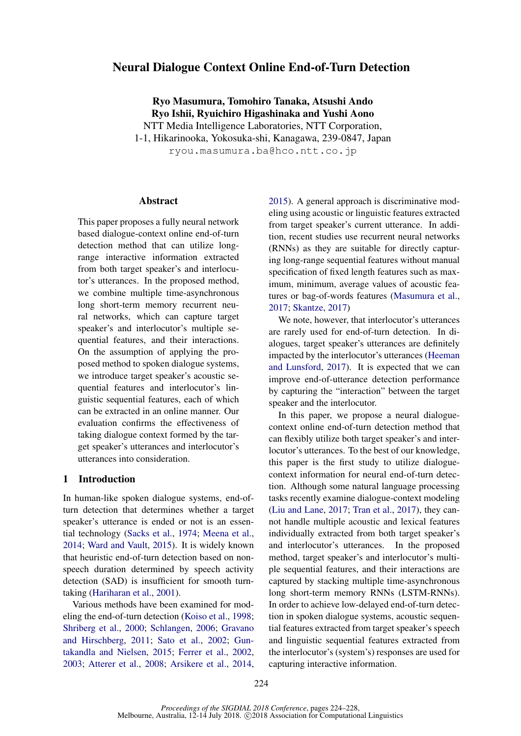# Neural Dialogue Context Online End-of-Turn Detection

**Ryo Masumura, Tomohiro Tanaka, Atsushi Ando**
**Ryo Ishii, Ryuichiro Higashinaka and Yushi Aono**
NTT Media Intelligence Laboratories, NTT Corporation,
1-1, Hikarinooka, Yokosuka-shi, Kanagawa, 239-0847, Japan
ryou.masumura.ba@hco.ntt.co.jp

## Abstract

This paper proposes a fully neural network based dialogue-context online end-of-turn detection method that can utilize long-range interactive information extracted from both target speaker's and interlocutor's utterances. In the proposed method, we combine multiple time-asynchronous long short-term memory recurrent neural networks, which can capture target speaker's and interlocutor's multiple sequential features, and their interactions. On the assumption of applying the proposed method to spoken dialogue systems, we introduce target speaker's acoustic sequential features and interlocutor's linguistic sequential features, each of which can be extracted in an online manner. Our evaluation confirms the effectiveness of taking dialogue context formed by the target speaker's utterances and interlocutor's utterances into consideration.

## 1 Introduction

In human-like spoken dialogue systems, end-of-turn detection that determines whether a target speaker's utterance is ended or not is an essential technology (Sacks et al., 1974; Meena et al., 2014; Ward and Vault, 2015). It is widely known that heuristic end-of-turn detection based on non-speech duration determined by speech activity detection (SAD) is insufficient for smooth turn-taking (Hariharan et al., 2001).

Various methods have been examined for modeling the end-of-turn detection (Koiso et al., 1998; Shriberg et al., 2000; Schlangen, 2006; Gravano and Hirschberg, 2011; Sato et al., 2002; Guntakandla and Nielsen, 2015; Ferrer et al., 2002, 2003; Atterer et al., 2008; Arsikere et al., 2014, 2015). A general approach is discriminative modeling using acoustic or linguistic features extracted from target speaker's current utterance. In addition, recent studies use recurrent neural networks (RNNs) as they are suitable for directly capturing long-range sequential features without manual specification of fixed length features such as maximum, minimum, average values of acoustic features or bag-of-words features (Masumura et al., 2017; Skantze, 2017)

We note, however, that interlocutor's utterances are rarely used for end-of-turn detection. In dialogues, target speaker's utterances are definitely impacted by the interlocutor's utterances (Heeman and Lunsford, 2017). It is expected that we can improve end-of-utterance detection performance by capturing the "interaction" between the target speaker and the interlocutor.

In this paper, we propose a neural dialogue-context online end-of-turn detection method that can flexibly utilize both target speaker's and interlocutor's utterances. To the best of our knowledge, this paper is the first study to utilize dialogue-context information for neural end-of-turn detection. Although some natural language processing tasks recently examine dialogue-context modeling (Liu and Lane, 2017; Tran et al., 2017), they cannot handle multiple acoustic and lexical features individually extracted from both target speaker's and interlocutor's utterances. In the proposed method, target speaker's and interlocutor's multiple sequential features, and their interactions are captured by stacking multiple time-asynchronous long short-term memory RNNs (LSTM-RNNs). In order to achieve low-delayed end-of-turn detection in spoken dialogue systems, acoustic sequential features extracted from target speaker's speech and linguistic sequential features extracted from the interlocutor's (system's) responses are used for capturing interactive information.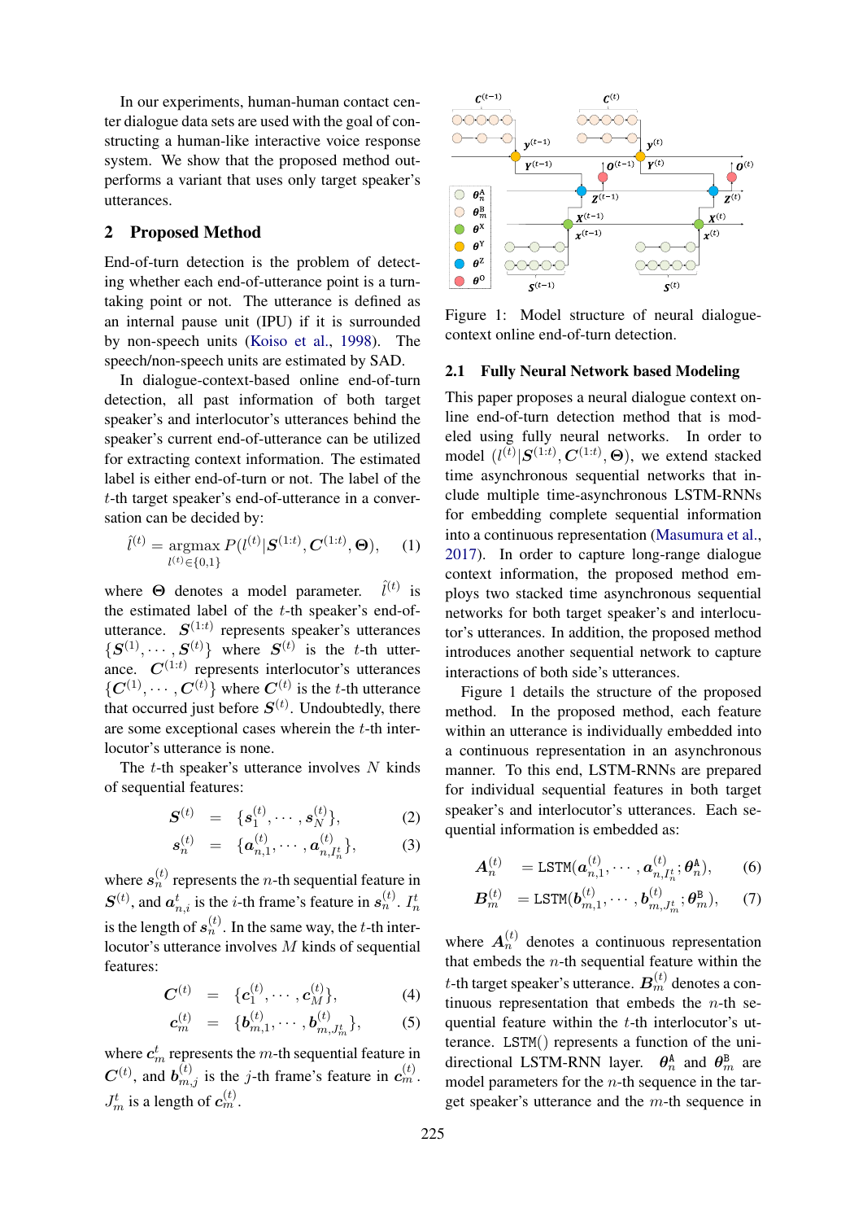In our experiments, human-human contact center dialogue data sets are used with the goal of constructing a human-like interactive voice response system. We show that the proposed method outperforms a variant that uses only target speaker's utterances.

## 2 Proposed Method

End-of-turn detection is the problem of detecting whether each end-of-utterance point is a turn-taking point or not. The utterance is defined as an internal pause unit (IPU) if it is surrounded by non-speech units (Koiso et al., 1998). The speech/non-speech units are estimated by SAD.

In dialogue-context-based online end-of-turn detection, all past information of both target speaker's and interlocutor's utterances behind the speaker's current end-of-utterance can be utilized for extracting context information. The estimated label is either end-of-turn or not. The label of the $t$-th target speaker's end-of-utterance in a conversation can be decided by:

$$\hat{l}^{(t)} = \underset{l^{(t)} \in \{0,1\}}{\operatorname{argmax}} P(l^{(t)} | \boldsymbol{S}^{(1:t)}, \boldsymbol{C}^{(1:t)}, \boldsymbol{\Theta}), \quad (1)$$

where $\boldsymbol{\Theta}$ denotes a model parameter. $\hat{l}^{(t)}$ is the estimated label of the $t$-th speaker's end-of-utterance. $\boldsymbol{S}^{(1:t)}$ represents speaker's utterances $\{\boldsymbol{S}^{(1)}, \cdots, \boldsymbol{S}^{(t)}\}$ where $\boldsymbol{S}^{(t)}$ is the $t$-th utterance. $\boldsymbol{C}^{(1:t)}$ represents interlocutor's utterances $\{\boldsymbol{C}^{(1)}, \cdots, \boldsymbol{C}^{(t)}\}$ where $\boldsymbol{C}^{(t)}$ is the $t$-th utterance that occurred just before $\boldsymbol{S}^{(t)}$. Undoubtedly, there are some exceptional cases wherein the $t$-th interlocutor's utterance is none.

The $t$-th speaker's utterance involves $N$ kinds of sequential features:

$$\boldsymbol{S}^{(t)} = \{\boldsymbol{s}_1^{(t)}, \cdots, \boldsymbol{s}_N^{(t)}\}, \quad (2)$$

$$\boldsymbol{s}_n^{(t)} = \{\boldsymbol{a}_{n,1}^{(t)}, \cdots, \boldsymbol{a}_{n,I_n^t}^{(t)}\}, \quad (3)$$

where $\boldsymbol{s}_n^{(t)}$ represents the $n$-th sequential feature in $\boldsymbol{S}^{(t)}$, and $\boldsymbol{a}_{n,i}^{t}$ is the $i$-th frame's feature in $\boldsymbol{s}_n^{(t)}$. $I_n^t$ is the length of $\boldsymbol{s}_n^{(t)}$. In the same way, the $t$-th interlocutor's utterance involves $M$ kinds of sequential features:

$$\boldsymbol{C}^{(t)} = \{\boldsymbol{c}_1^{(t)}, \cdots, \boldsymbol{c}_M^{(t)}\}, \quad (4)$$

$$\boldsymbol{c}_m^{(t)} = \{\boldsymbol{b}_{m,1}^{(t)}, \cdots, \boldsymbol{b}_{m,J_m^t}^{(t)}\}, \quad (5)$$

where $\boldsymbol{c}_m^{t}$ represents the $m$-th sequential feature in $\boldsymbol{C}^{(t)}$, and $\boldsymbol{b}_{m,j}^{(t)}$ is the $j$-th frame's feature in $\boldsymbol{c}_m^{(t)}$. $J_m^t$ is a length of $\boldsymbol{c}_m^{(t)}$.

Figure 1: Model structure of neural dialogue-context online end-of-turn detection.

### 2.1 Fully Neural Network based Modeling

This paper proposes a neural dialogue context online end-of-turn detection method that is modeled using fully neural networks. In order to model $(l^{(t)} | \boldsymbol{S}^{(1:t)}, \boldsymbol{C}^{(1:t)}, \boldsymbol{\Theta})$, we extend stacked time asynchronous sequential networks that include multiple time-asynchronous LSTM-RNNs for embedding complete sequential information into a continuous representation (Masumura et al., 2017). In order to capture long-range dialogue context information, the proposed method employs two stacked time asynchronous sequential networks for both target speaker's and interlocutor's utterances. In addition, the proposed method introduces another sequential network to capture interactions of both side's utterances.

Figure 1 details the structure of the proposed method. In the proposed method, each feature within an utterance is individually embedded into a continuous representation in an asynchronous manner. To this end, LSTM-RNNs are prepared for individual sequential features in both target speaker's and interlocutor's utterances. Each sequential information is embedded as:

$$\boldsymbol{A}_n^{(t)} = \texttt{LSTM}(\boldsymbol{a}_{n,1}^{(t)}, \cdots, \boldsymbol{a}_{n,I_n^t}^{(t)}; \boldsymbol{\theta}_n^{\mathtt{A}}), \quad (6)$$

$$\boldsymbol{B}_m^{(t)} = \texttt{LSTM}(\boldsymbol{b}_{m,1}^{(t)}, \cdots, \boldsymbol{b}_{m,J_m^t}^{(t)}; \boldsymbol{\theta}_m^{\mathtt{B}}), \quad (7)$$

where $\boldsymbol{A}_n^{(t)}$ denotes a continuous representation that embeds the $n$-th sequential feature within the $t$-th target speaker's utterance. $\boldsymbol{B}_m^{(t)}$ denotes a continuous representation that embeds the $m$-th sequential feature within the $t$-th interlocutor's utterance. `LSTM()` represents a function of the unidirectional LSTM-RNN layer. $\boldsymbol{\theta}_n^{\mathtt{A}}$ and $\boldsymbol{\theta}_m^{\mathtt{B}}$ are model parameters for the $n$-th sequence in the target speaker's utterance and the $m$-th sequence in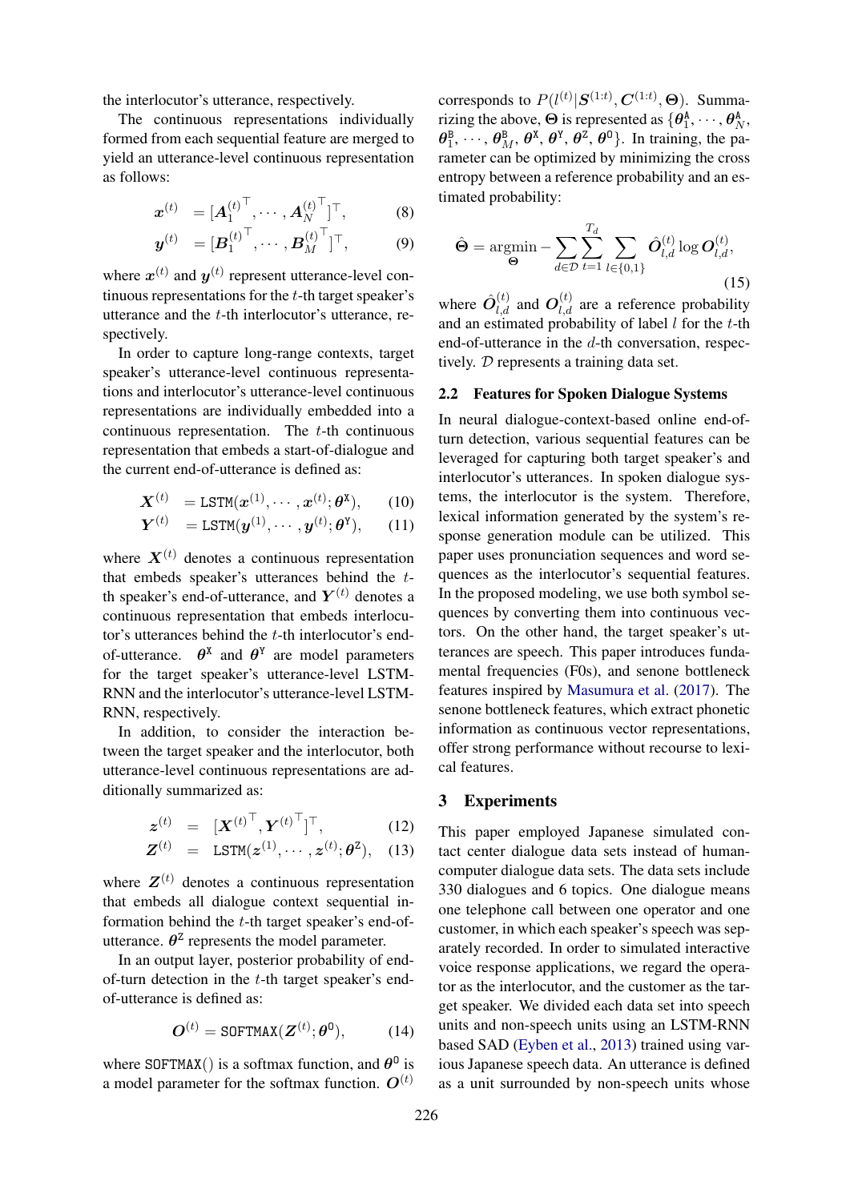the interlocutor's utterance, respectively.

The continuous representations individually formed from each sequential feature are merged to yield an utterance-level continuous representation as follows:

$$\boldsymbol{x}^{(t)} = [\boldsymbol{A}_1^{(t)\top}, \cdots, \boldsymbol{A}_N^{(t)\top}]^\top, \tag{8}$$

$$\boldsymbol{y}^{(t)} = [\boldsymbol{B}_1^{(t)\top}, \cdots, \boldsymbol{B}_M^{(t)\top}]^\top, \tag{9}$$

where $\boldsymbol{x}^{(t)}$ and $\boldsymbol{y}^{(t)}$ represent utterance-level continuous representations for the $t$-th target speaker's utterance and the $t$-th interlocutor's utterance, respectively.

In order to capture long-range contexts, target speaker's utterance-level continuous representations and interlocutor's utterance-level continuous representations are individually embedded into a continuous representation. The $t$-th continuous representation that embeds a start-of-dialogue and the current end-of-utterance is defined as:

$$\boldsymbol{X}^{(t)} = \texttt{LSTM}(\boldsymbol{x}^{(1)}, \cdots, \boldsymbol{x}^{(t)}; \boldsymbol{\theta}^{\mathtt{X}}), \tag{10}$$

$$\boldsymbol{Y}^{(t)} = \texttt{LSTM}(\boldsymbol{y}^{(1)}, \cdots, \boldsymbol{y}^{(t)}; \boldsymbol{\theta}^{\mathtt{Y}}), \tag{11}$$

where $\boldsymbol{X}^{(t)}$ denotes a continuous representation that embeds speaker's utterances behind the $t$-th speaker's end-of-utterance, and $\boldsymbol{Y}^{(t)}$ denotes a continuous representation that embeds interlocutor's utterances behind the $t$-th interlocutor's end-of-utterance. $\boldsymbol{\theta}^{\mathtt{X}}$ and $\boldsymbol{\theta}^{\mathtt{Y}}$ are model parameters for the target speaker's utterance-level LSTM-RNN and the interlocutor's utterance-level LSTM-RNN, respectively.

In addition, to consider the interaction between the target speaker and the interlocutor, both utterance-level continuous representations are additionally summarized as:

$$\boldsymbol{z}^{(t)} = [\boldsymbol{X}^{(t)\top}, \boldsymbol{Y}^{(t)\top}]^\top, \tag{12}$$

$$\boldsymbol{Z}^{(t)} = \texttt{LSTM}(\boldsymbol{z}^{(1)}, \cdots, \boldsymbol{z}^{(t)}; \boldsymbol{\theta}^{\mathtt{Z}}), \tag{13}$$

where $\boldsymbol{Z}^{(t)}$ denotes a continuous representation that embeds all dialogue context sequential information behind the $t$-th target speaker's end-of-utterance. $\boldsymbol{\theta}^{\mathtt{Z}}$ represents the model parameter.

In an output layer, posterior probability of end-of-turn detection in the $t$-th target speaker's end-of-utterance is defined as:

$$\boldsymbol{O}^{(t)} = \texttt{SOFTMAX}(\boldsymbol{Z}^{(t)}; \boldsymbol{\theta}^{\mathtt{O}}), \tag{14}$$

where $\texttt{SOFTMAX}()$ is a softmax function, and $\boldsymbol{\theta}^{\mathtt{O}}$ is a model parameter for the softmax function. $\boldsymbol{O}^{(t)}$ corresponds to $P(l^{(t)}|\boldsymbol{S}^{(1:t)}, \boldsymbol{C}^{(1:t)}, \boldsymbol{\Theta})$. Summarizing the above, $\boldsymbol{\Theta}$ is represented as $\{\boldsymbol{\theta}_1^{\mathtt{A}}, \cdots, \boldsymbol{\theta}_N^{\mathtt{A}}, \boldsymbol{\theta}_1^{\mathtt{B}}, \cdots, \boldsymbol{\theta}_M^{\mathtt{B}}, \boldsymbol{\theta}^{\mathtt{X}}, \boldsymbol{\theta}^{\mathtt{Y}}, \boldsymbol{\theta}^{\mathtt{Z}}, \boldsymbol{\theta}^{\mathtt{O}}\}$. In training, the parameter can be optimized by minimizing the cross entropy between a reference probability and an estimated probability:

$$\hat{\boldsymbol{\Theta}} = \underset{\boldsymbol{\Theta}}{\text{argmin}} - \sum_{d \in \mathcal{D}} \sum_{t=1}^{T_d} \sum_{l \in \{0,1\}} \hat{\boldsymbol{O}}_{l,d}^{(t)} \log \boldsymbol{O}_{l,d}^{(t)}, \tag{15}$$

where $\hat{\boldsymbol{O}}_{l,d}^{(t)}$ and $\boldsymbol{O}_{l,d}^{(t)}$ are a reference probability and an estimated probability of label $l$ for the $t$-th end-of-utterance in the $d$-th conversation, respectively. $\mathcal{D}$ represents a training data set.

### 2.2 Features for Spoken Dialogue Systems

In neural dialogue-context-based online end-of-turn detection, various sequential features can be leveraged for capturing both target speaker's and interlocutor's utterances. In spoken dialogue systems, the interlocutor is the system. Therefore, lexical information generated by the system's response generation module can be utilized. This paper uses pronunciation sequences and word sequences as the interlocutor's sequential features. In the proposed modeling, we use both symbol sequences by converting them into continuous vectors. On the other hand, the target speaker's utterances are speech. This paper introduces fundamental frequencies (F0s), and senone bottleneck features inspired by Masumura et al. (2017). The senone bottleneck features, which extract phonetic information as continuous vector representations, offer strong performance without recourse to lexical features.

## 3 Experiments

This paper employed Japanese simulated contact center dialogue data sets instead of human-computer dialogue data sets. The data sets include 330 dialogues and 6 topics. One dialogue means one telephone call between one operator and one customer, in which each speaker's speech was separately recorded. In order to simulated interactive voice response applications, we regard the operator as the interlocutor, and the customer as the target speaker. We divided each data set into speech units and non-speech units using an LSTM-RNN based SAD (Eyben et al., 2013) trained using various Japanese speech data. An utterance is defined as a unit surrounded by non-speech units whose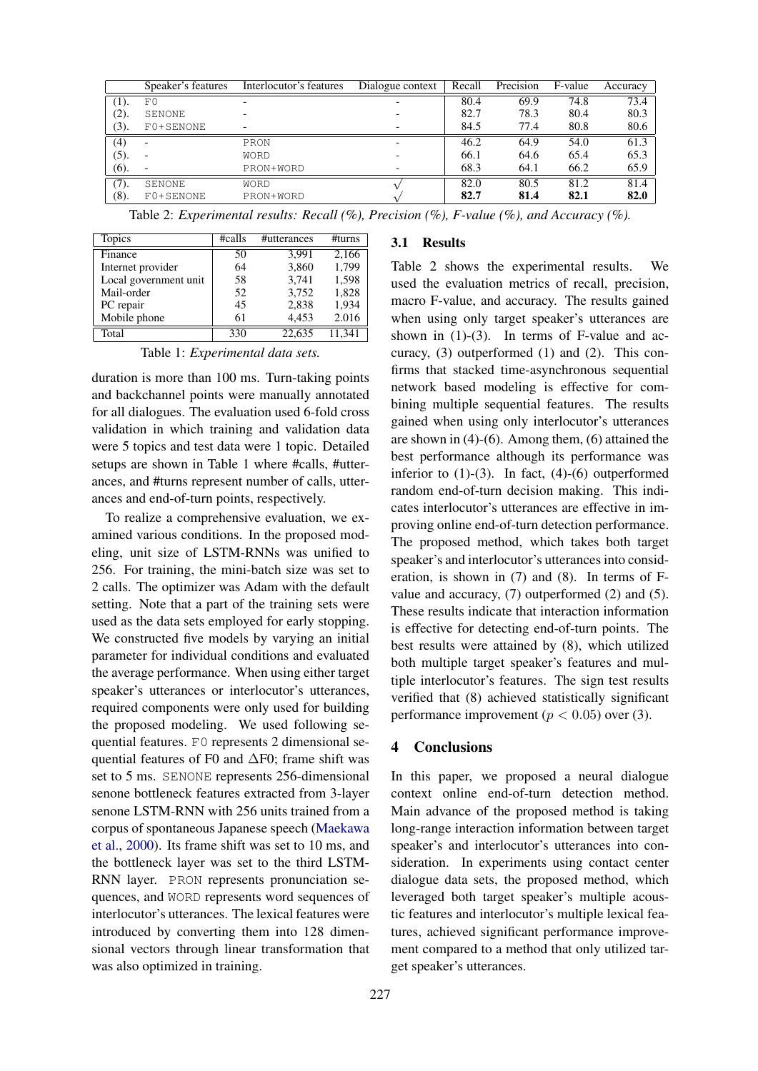| | Speaker's features | Interlocutor's features | Dialogue context | Recall | Precision | F-value | Accuracy |
|---|---|---|---|---|---|---|---|
| (1). | F0 | - | - | 80.4 | 69.9 | 74.8 | 73.4 |
| (2). | SENONE | - | - | 82.7 | 78.3 | 80.4 | 80.3 |
| (3). | F0+SENONE | - | - | 84.5 | 77.4 | 80.8 | 80.6 |
| (4) | - | PRON | - | 46.2 | 64.9 | 54.0 | 61.3 |
| (5). | - | WORD | - | 66.1 | 64.6 | 65.4 | 65.3 |
| (6). | - | PRON+WORD | - | 68.3 | 64.1 | 66.2 | 65.9 |
| (7). | SENONE | WORD | √ | 82.0 | 80.5 | 81.2 | 81.4 |
| (8). | F0+SENONE | PRON+WORD | √ | **82.7** | **81.4** | **82.1** | **82.0** |

Table 2: *Experimental results: Recall (%), Precision (%), F-value (%), and Accuracy (%).*

| Topics | #calls | #utterances | #turns |
|---|---|---|---|
| Finance | 50 | 3,991 | 2,166 |
| Internet provider | 64 | 3,860 | 1,799 |
| Local government unit | 58 | 3,741 | 1,598 |
| Mail-order | 52 | 3,752 | 1,828 |
| PC repair | 45 | 2,838 | 1,934 |
| Mobile phone | 61 | 4,453 | 2.016 |
| Total | 330 | 22,635 | 11,341 |

Table 1: *Experimental data sets.*

duration is more than 100 ms. Turn-taking points and backchannel points were manually annotated for all dialogues. The evaluation used 6-fold cross validation in which training and validation data were 5 topics and test data were 1 topic. Detailed setups are shown in Table 1 where #calls, #utterances, and #turns represent number of calls, utterances and end-of-turn points, respectively.

To realize a comprehensive evaluation, we examined various conditions. In the proposed modeling, unit size of LSTM-RNNs was unified to 256. For training, the mini-batch size was set to 2 calls. The optimizer was Adam with the default setting. Note that a part of the training sets were used as the data sets employed for early stopping. We constructed five models by varying an initial parameter for individual conditions and evaluated the average performance. When using either target speaker's utterances or interlocutor's utterances, required components were only used for building the proposed modeling. We used following sequential features. F0 represents 2 dimensional sequential features of F0 and ΔF0; frame shift was set to 5 ms. SENONE represents 256-dimensional senone bottleneck features extracted from 3-layer senone LSTM-RNN with 256 units trained from a corpus of spontaneous Japanese speech (Maekawa et al., 2000). Its frame shift was set to 10 ms, and the bottleneck layer was set to the third LSTM-RNN layer. PRON represents pronunciation sequences, and WORD represents word sequences of interlocutor's utterances. The lexical features were introduced by converting them into 128 dimensional vectors through linear transformation that was also optimized in training.

### 3.1 Results

Table 2 shows the experimental results. We used the evaluation metrics of recall, precision, macro F-value, and accuracy. The results gained when using only target speaker's utterances are shown in (1)-(3). In terms of F-value and accuracy, (3) outperformed (1) and (2). This confirms that stacked time-asynchronous sequential network based modeling is effective for combining multiple sequential features. The results gained when using only interlocutor's utterances are shown in (4)-(6). Among them, (6) attained the best performance although its performance was inferior to (1)-(3). In fact, (4)-(6) outperformed random end-of-turn decision making. This indicates interlocutor's utterances are effective in improving online end-of-turn detection performance. The proposed method, which takes both target speaker's and interlocutor's utterances into consideration, is shown in (7) and (8). In terms of F-value and accuracy, (7) outperformed (2) and (5). These results indicate that interaction information is effective for detecting end-of-turn points. The best results were attained by (8), which utilized both multiple target speaker's features and multiple interlocutor's features. The sign test results verified that (8) achieved statistically significant performance improvement ($p < 0.05$) over (3).

## 4 Conclusions

In this paper, we proposed a neural dialogue context online end-of-turn detection method. Main advance of the proposed method is taking long-range interaction information between target speaker's and interlocutor's utterances into consideration. In experiments using contact center dialogue data sets, the proposed method, which leveraged both target speaker's multiple acoustic features and interlocutor's multiple lexical features, achieved significant performance improvement compared to a method that only utilized target speaker's utterances.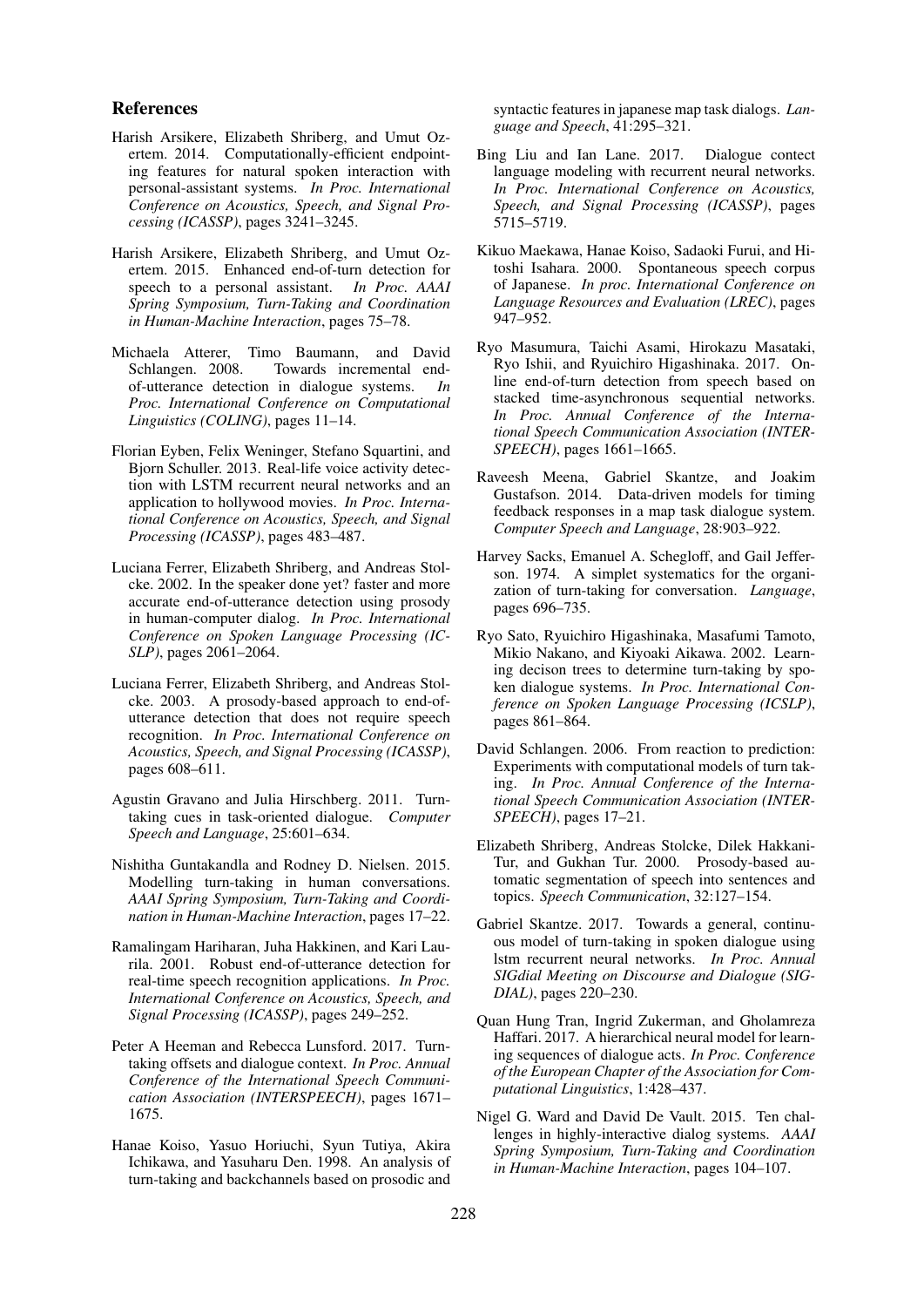## References

Harish Arsikere, Elizabeth Shriberg, and Umut Ozertem. 2014. Computationally-efficient endpointing features for natural spoken interaction with personal-assistant systems. *In Proc. International Conference on Acoustics, Speech, and Signal Processing (ICASSP)*, pages 3241–3245.

Harish Arsikere, Elizabeth Shriberg, and Umut Ozertem. 2015. Enhanced end-of-turn detection for speech to a personal assistant. *In Proc. AAAI Spring Symposium, Turn-Taking and Coordination in Human-Machine Interaction*, pages 75–78.

Michaela Atterer, Timo Baumann, and David Schlangen. 2008. Towards incremental end-of-utterance detection in dialogue systems. *In Proc. International Conference on Computational Linguistics (COLING)*, pages 11–14.

Florian Eyben, Felix Weninger, Stefano Squartini, and Bjorn Schuller. 2013. Real-life voice activity detection with LSTM recurrent neural networks and an application to hollywood movies. *In Proc. International Conference on Acoustics, Speech, and Signal Processing (ICASSP)*, pages 483–487.

Luciana Ferrer, Elizabeth Shriberg, and Andreas Stolcke. 2002. In the speaker done yet? faster and more accurate end-of-utterance detection using prosody in human-computer dialog. *In Proc. International Conference on Spoken Language Processing (ICSLP)*, pages 2061–2064.

Luciana Ferrer, Elizabeth Shriberg, and Andreas Stolcke. 2003. A prosody-based approach to end-of-utterance detection that does not require speech recognition. *In Proc. International Conference on Acoustics, Speech, and Signal Processing (ICASSP)*, pages 608–611.

Agustin Gravano and Julia Hirschberg. 2011. Turn-taking cues in task-oriented dialogue. *Computer Speech and Language*, 25:601–634.

Nishitha Guntakandla and Rodney D. Nielsen. 2015. Modelling turn-taking in human conversations. *AAAI Spring Symposium, Turn-Taking and Coordination in Human-Machine Interaction*, pages 17–22.

Ramalingam Hariharan, Juha Hakkinen, and Kari Laurila. 2001. Robust end-of-utterance detection for real-time speech recognition applications. *In Proc. International Conference on Acoustics, Speech, and Signal Processing (ICASSP)*, pages 249–252.

Peter A Heeman and Rebecca Lunsford. 2017. Turn-taking offsets and dialogue context. *In Proc. Annual Conference of the International Speech Communication Association (INTERSPEECH)*, pages 1671–1675.

Hanae Koiso, Yasuo Horiuchi, Syun Tutiya, Akira Ichikawa, and Yasuharu Den. 1998. An analysis of turn-taking and backchannels based on prosodic and syntactic features in japanese map task dialogs. *Language and Speech*, 41:295–321.

Bing Liu and Ian Lane. 2017. Dialogue contect language modeling with recurrent neural networks. *In Proc. International Conference on Acoustics, Speech, and Signal Processing (ICASSP)*, pages 5715–5719.

Kikuo Maekawa, Hanae Koiso, Sadaoki Furui, and Hitoshi Isahara. 2000. Spontaneous speech corpus of Japanese. *In proc. International Conference on Language Resources and Evaluation (LREC)*, pages 947–952.

Ryo Masumura, Taichi Asami, Hirokazu Masataki, Ryo Ishii, and Ryuichiro Higashinaka. 2017. Online end-of-turn detection from speech based on stacked time-asynchronous sequential networks. *In Proc. Annual Conference of the International Speech Communication Association (INTERSPEECH)*, pages 1661–1665.

Raveesh Meena, Gabriel Skantze, and Joakim Gustafson. 2014. Data-driven models for timing feedback responses in a map task dialogue system. *Computer Speech and Language*, 28:903–922.

Harvey Sacks, Emanuel A. Schegloff, and Gail Jefferson. 1974. A simplet systematics for the organization of turn-taking for conversation. *Language*, pages 696–735.

Ryo Sato, Ryuichiro Higashinaka, Masafumi Tamoto, Mikio Nakano, and Kiyoaki Aikawa. 2002. Learning decison trees to determine turn-taking by spoken dialogue systems. *In Proc. International Conference on Spoken Language Processing (ICSLP)*, pages 861–864.

David Schlangen. 2006. From reaction to prediction: Experiments with computational models of turn taking. *In Proc. Annual Conference of the International Speech Communication Association (INTERSPEECH)*, pages 17–21.

Elizabeth Shriberg, Andreas Stolcke, Dilek Hakkani-Tur, and Gukhan Tur. 2000. Prosody-based automatic segmentation of speech into sentences and topics. *Speech Communication*, 32:127–154.

Gabriel Skantze. 2017. Towards a general, continuous model of turn-taking in spoken dialogue using lstm recurrent neural networks. *In Proc. Annual SIGdial Meeting on Discourse and Dialogue (SIGDIAL)*, pages 220–230.

Quan Hung Tran, Ingrid Zukerman, and Gholamreza Haffari. 2017. A hierarchical neural model for learning sequences of dialogue acts. *In Proc. Conference of the European Chapter of the Association for Computational Linguistics*, 1:428–437.

Nigel G. Ward and David De Vault. 2015. Ten challenges in highly-interactive dialog systems. *AAAI Spring Symposium, Turn-Taking and Coordination in Human-Machine Interaction*, pages 104–107.